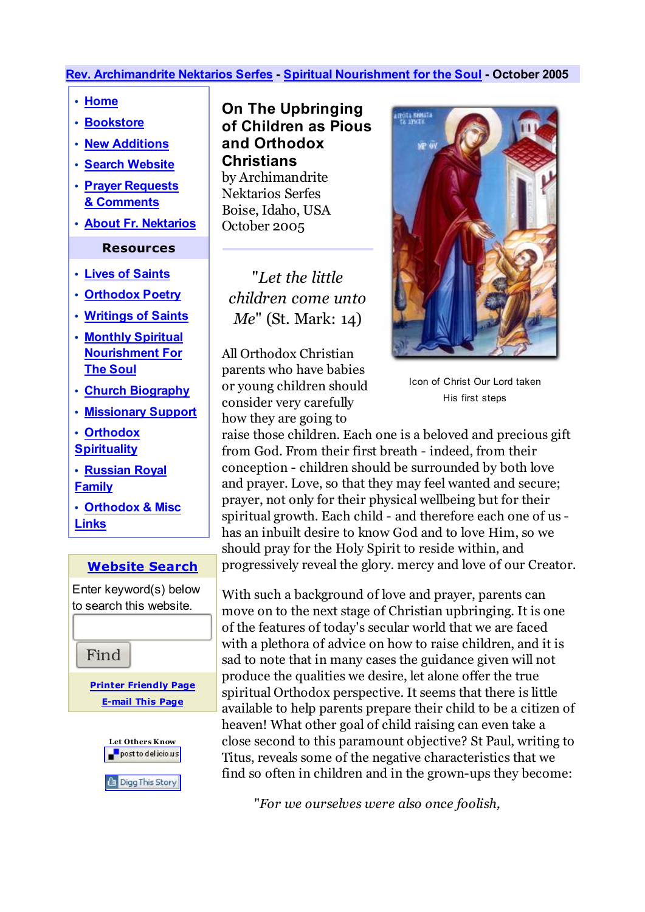Rev. Archimandrite Nektarios Serfes - Spiritual Nourishment for the Soul - October 2025

- Home
- Bookstore
- New Additions
- Search Website
- Prayer Requests & Comments
- About Fr. Nektarios

**Resources**

- Lives of Saints
- Orthodox Poetry
- Writings of Saints
- Monthly Spiritual Nourishment For The Soul
- Church Biography
- Missionary Support
- Orthodox Spirituality
- Russian Royal Family
- Orthodox & Misc Links

**Website Search**

Enter keyword(s) below to search this website.

Find

Printer Friendly Page

E-mail This Page

Let Others Know

post to del.icio.us

Digg This Story

# On The Upbringing of Children as Pious and Orthodox Christians

by Archimandrite Nektarios Serfes
Boise, Idaho, USA
October 2005

Icon of Christ Our Lord taken His first steps

"*Let the little children come unto Me*" (St. Mark: 14)

All Orthodox Christian parents who have babies or young children should consider very carefully how they are going to raise those children. Each one is a beloved and precious gift from God. From their first breath - indeed, from their conception - children should be surrounded by both love and prayer. Love, so that they may feel wanted and secure; prayer, not only for their physical wellbeing but for their spiritual growth. Each child - and therefore each one of us - has an inbuilt desire to know God and to love Him, so we should pray for the Holy Spirit to reside within, and progressively reveal the glory. mercy and love of our Creator.

With such a background of love and prayer, parents can move on to the next stage of Christian upbringing. It is one of the features of today's secular world that we are faced with a plethora of advice on how to raise children, and it is sad to note that in many cases the guidance given will not produce the qualities we desire, let alone offer the true spiritual Orthodox perspective. It seems that there is little available to help parents prepare their child to be a citizen of heaven! What other goal of child raising can even take a close second to this paramount objective? St Paul, writing to Titus, reveals some of the negative characteristics that we find so often in children and in the grown-ups they become:

"*For we ourselves were also once foolish,*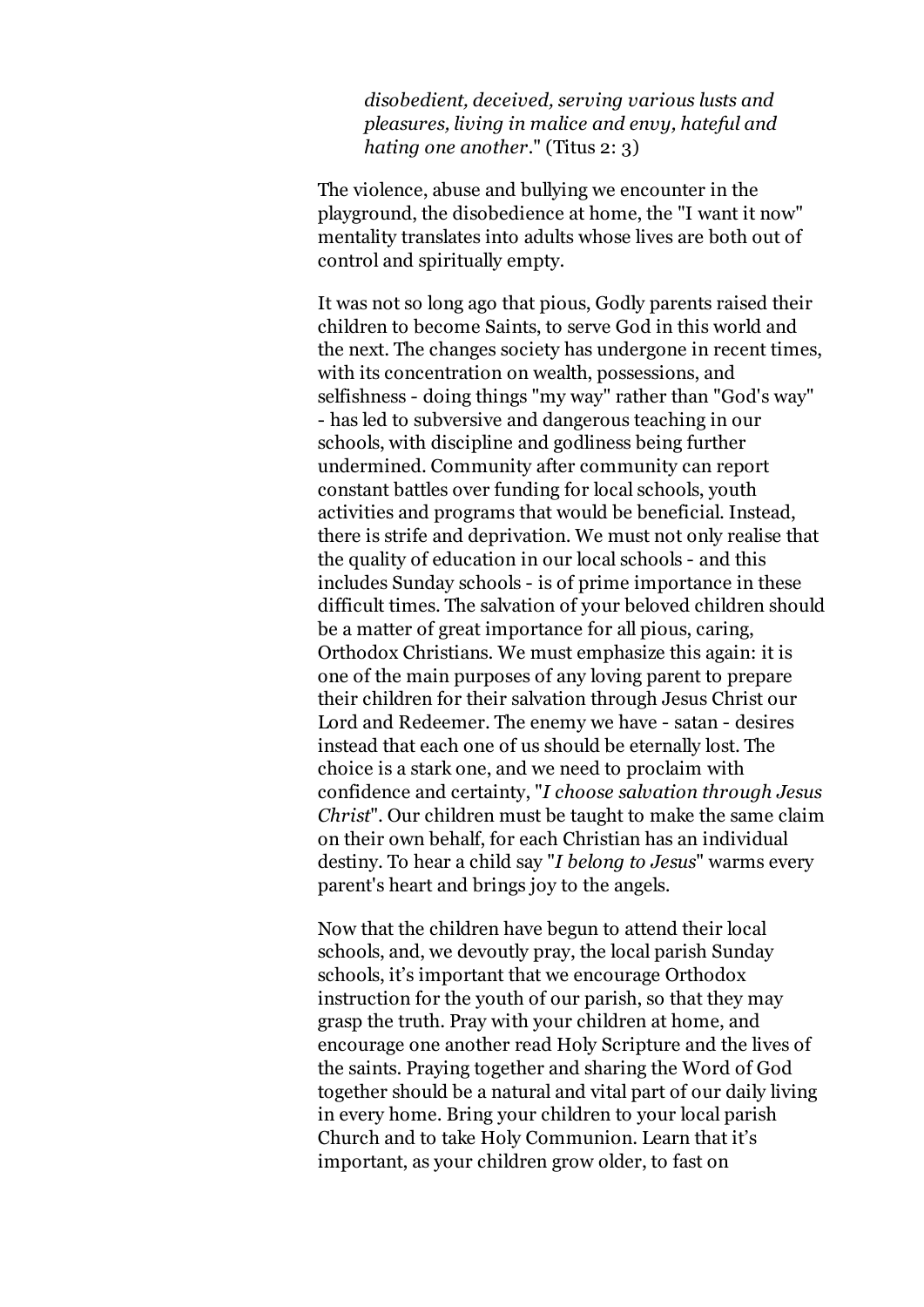> *disobedient, deceived, serving various lusts and pleasures, living in malice and envy, hateful and hating one another*." (Titus 2: 3)

The violence, abuse and bullying we encounter in the playground, the disobedience at home, the "I want it now" mentality translates into adults whose lives are both out of control and spiritually empty.

It was not so long ago that pious, Godly parents raised their children to become Saints, to serve God in this world and the next. The changes society has undergone in recent times, with its concentration on wealth, possessions, and selfishness - doing things "my way" rather than "God's way" - has led to subversive and dangerous teaching in our schools, with discipline and godliness being further undermined. Community after community can report constant battles over funding for local schools, youth activities and programs that would be beneficial. Instead, there is strife and deprivation. We must not only realise that the quality of education in our local schools - and this includes Sunday schools - is of prime importance in these difficult times. The salvation of your beloved children should be a matter of great importance for all pious, caring, Orthodox Christians. We must emphasize this again: it is one of the main purposes of any loving parent to prepare their children for their salvation through Jesus Christ our Lord and Redeemer. The enemy we have - satan - desires instead that each one of us should be eternally lost. The choice is a stark one, and we need to proclaim with confidence and certainty, "*I choose salvation through Jesus Christ*". Our children must be taught to make the same claim on their own behalf, for each Christian has an individual destiny. To hear a child say "*I belong to Jesus*" warms every parent's heart and brings joy to the angels.

Now that the children have begun to attend their local schools, and, we devoutly pray, the local parish Sunday schools, it's important that we encourage Orthodox instruction for the youth of our parish, so that they may grasp the truth. Pray with your children at home, and encourage one another read Holy Scripture and the lives of the saints. Praying together and sharing the Word of God together should be a natural and vital part of our daily living in every home. Bring your children to your local parish Church and to take Holy Communion. Learn that it's important, as your children grow older, to fast on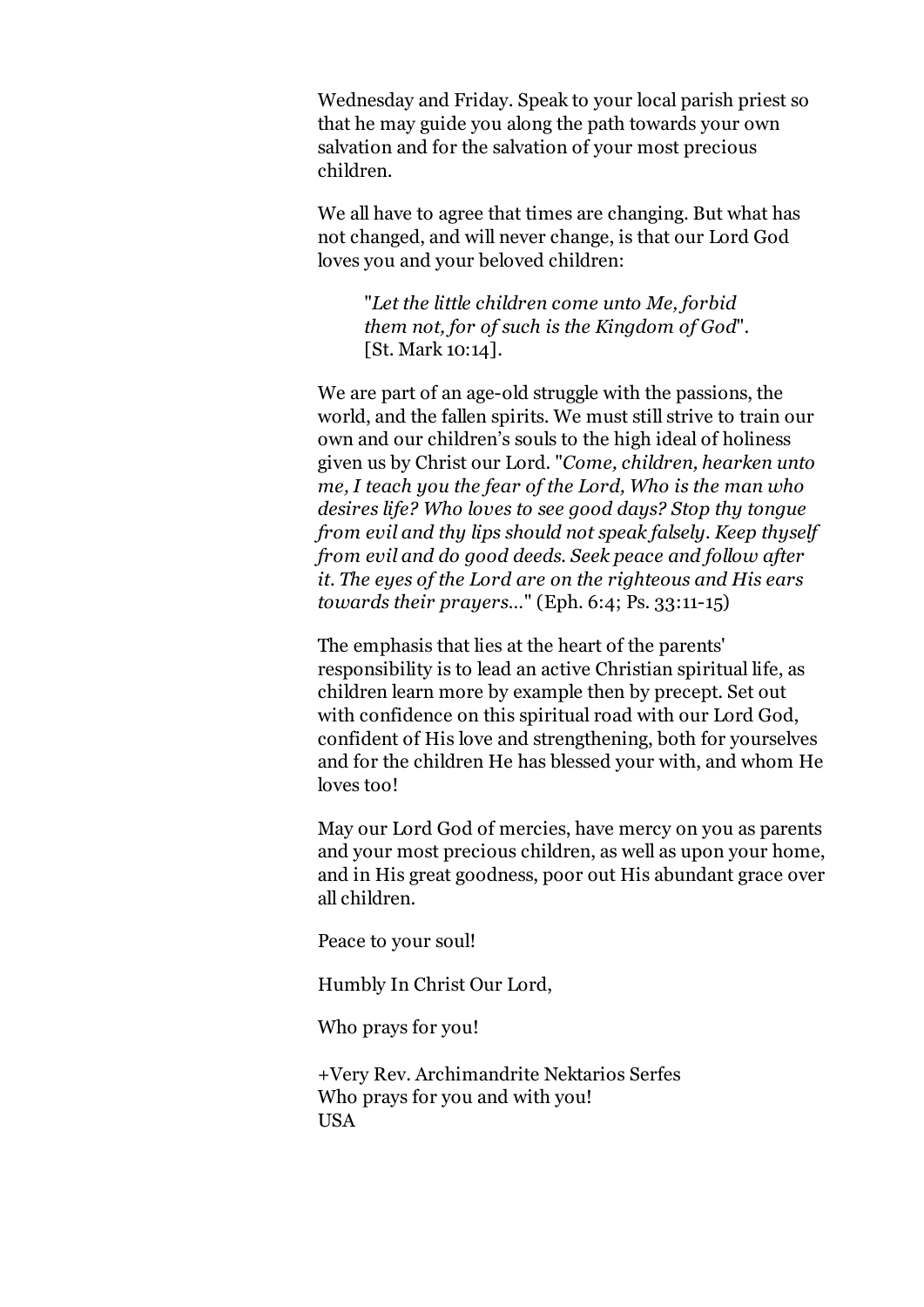Wednesday and Friday. Speak to your local parish priest so that he may guide you along the path towards your own salvation and for the salvation of your most precious children.

We all have to agree that times are changing. But what has not changed, and will never change, is that our Lord God loves you and your beloved children:

> "*Let the little children come unto Me, forbid them not, for of such is the Kingdom of God*". [St. Mark 10:14].

We are part of an age-old struggle with the passions, the world, and the fallen spirits. We must still strive to train our own and our children's souls to the high ideal of holiness given us by Christ our Lord. "*Come, children, hearken unto me, I teach you the fear of the Lord, Who is the man who desires life? Who loves to see good days? Stop thy tongue from evil and thy lips should not speak falsely. Keep thyself from evil and do good deeds. Seek peace and follow after it. The eyes of the Lord are on the righteous and His ears towards their prayers...*" (Eph. 6:4; Ps. 33:11-15)

The emphasis that lies at the heart of the parents' responsibility is to lead an active Christian spiritual life, as children learn more by example then by precept. Set out with confidence on this spiritual road with our Lord God, confident of His love and strengthening, both for yourselves and for the children He has blessed your with, and whom He loves too!

May our Lord God of mercies, have mercy on you as parents and your most precious children, as well as upon your home, and in His great goodness, poor out His abundant grace over all children.

Peace to your soul!

Humbly In Christ Our Lord,

Who prays for you!

+Very Rev. Archimandrite Nektarios Serfes
Who prays for you and with you!
USA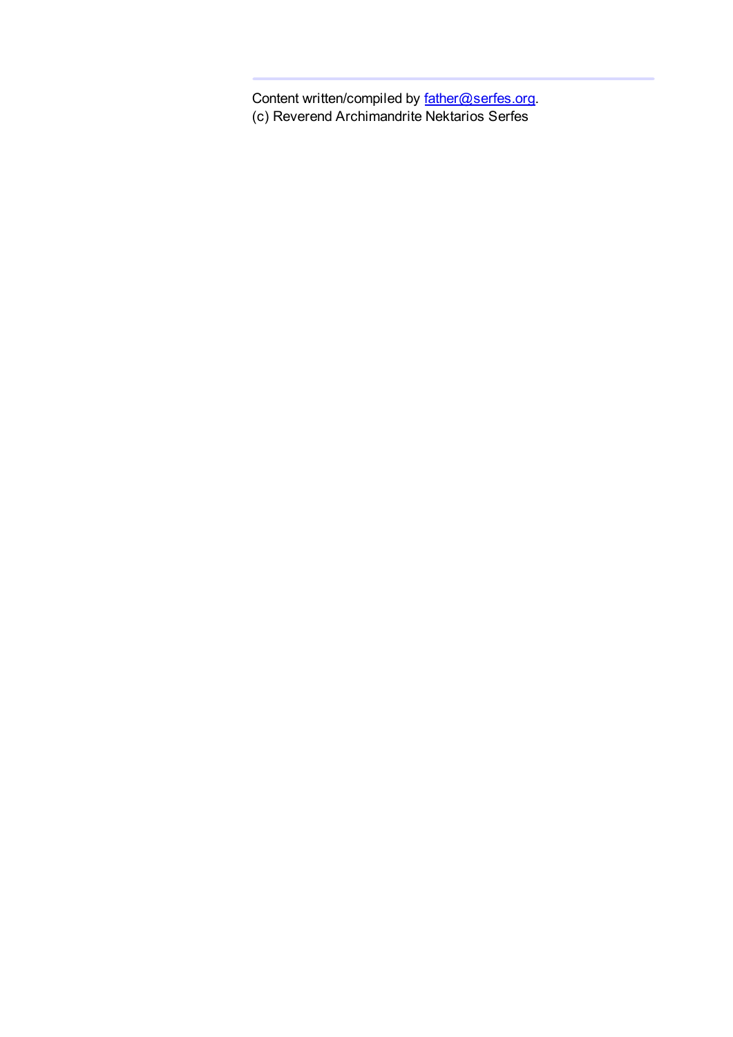---

Content written/compiled by [father@serfes.org](mailto:father@serfes.org).
(c) Reverend Archimandrite Nektarios Serfes